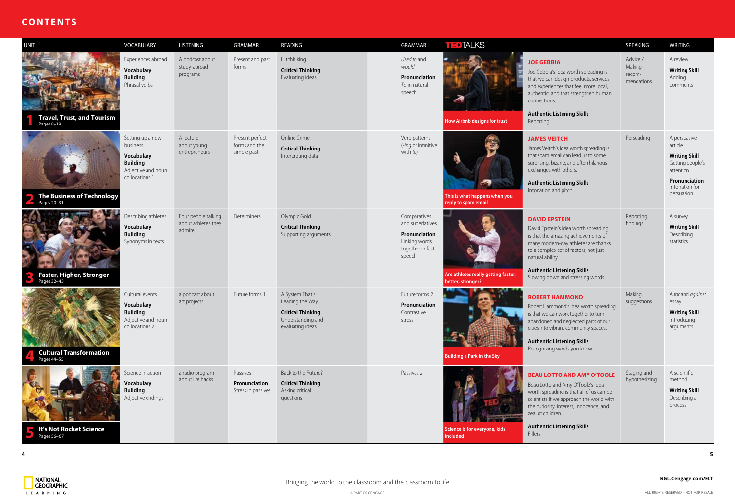# CONTENTS

| UNIT | VOCABULARY | LISTENING | GRAMMAR | READING | GRAMMAR | TEDTALKS | | SPEAKING | WRITING |
|---|---|---|---|---|---|---|---|---|---|
| **1 Travel, Trust, and Tourism** Pages 8–19 | Experiences abroad **Vocabulary Building** Phrasal verbs | A podcast about study-abroad programs | Present and past forms | Hitchhiking **Critical Thinking** Evaluating ideas | *Used to* and *would* **Pronunciation** *To* in natural speech | How Airbnb designs for trust | **JOE GEBBIA** Joe Gebbia's idea worth spreading is that we can design products, services, and experiences that feel more local, authentic, and that strengthen human connections. **Authentic Listening Skills** Reporting | Advice / Making recom-mendations | A review **Writing Skill** Adding comments |
| **2 The Business of Technology** Pages 20–31 | Setting up a new business **Vocabulary Building** Adjective and noun collocations 1 | A lecture about young entrepreneurs | Present perfect forms and the simple past | Online Crime **Critical Thinking** Interpreting data | Verb patterns (*-ing* or infinitive with *to*) | This is what happens when you reply to spam email | **JAMES VEITCH** James Veitch's idea worth spreading is that spam email can lead us to some surprising, bizarre, and often hilarious exchanges with others. **Authentic Listening Skills** Intonation and pitch | Persuading | A persuasive article **Writing Skill** Getting people's attention **Pronunciation** Intonation for persuasion |
| **3 Faster, Higher, Stronger** Pages 32–43 | Describing athletes **Vocabulary Building** Synonyms in texts | Four people talking about athletes they admire | Determiners | Olympic Gold **Critical Thinking** Supporting arguments | Comparatives and superlatives **Pronunciation** Linking words together in fast speech | Are athletes really getting faster, better, stronger? | **DAVID EPSTEIN** David Epstein's idea worth spreading is that the amazing achievements of many modern-day athletes are thanks to a complex set of factors, not just natural ability. **Authentic Listening Skills** Slowing down and stressing words | Reporting findings | A survey **Writing Skill** Describing statistics |
| **4 Cultural Transformation** Pages 44–55 | Cultural events **Vocabulary Building** Adjective and noun collocations 2 | a podcast about art projects | Future forms 1 | A System That's Leading the Way **Critical Thinking** Understanding and evaluating ideas | Future forms 2 **Pronunciation** Contrastive stress | Building a Park in the Sky | **ROBERT HAMMOND** Robert Hammond's idea worth spreading is that we can work together to turn abandoned and neglected parts of our cities into vibrant community spaces. **Authentic Listening Skills** Recognizing words you know | Making suggestions | A *for* and *against* essay **Writing Skill** Introducing arguments |
| **5 It's Not Rocket Science** Pages 56–67 | Science in action **Vocabulary Building** Adjective endings | a radio program about life hacks | Passives 1 **Pronunciation** Stress in passives | Back to the Future? **Critical Thinking** Asking critical questions | Passives 2 | Science is for everyone, kids included | **BEAU LOTTO AND AMY O'TOOLE** Beau Lotto and Amy O'Toole's idea worth spreading is that all of us can be scientists if we approach the world with the curiosity, interest, innocence, and zeal of children. **Authentic Listening Skills** Fillers | Staging and hypothesizing | A scientific method **Writing Skill** Describing a process |

Bringing the world to the classroom and the classroom to life

NGL.Cengage.com/ELT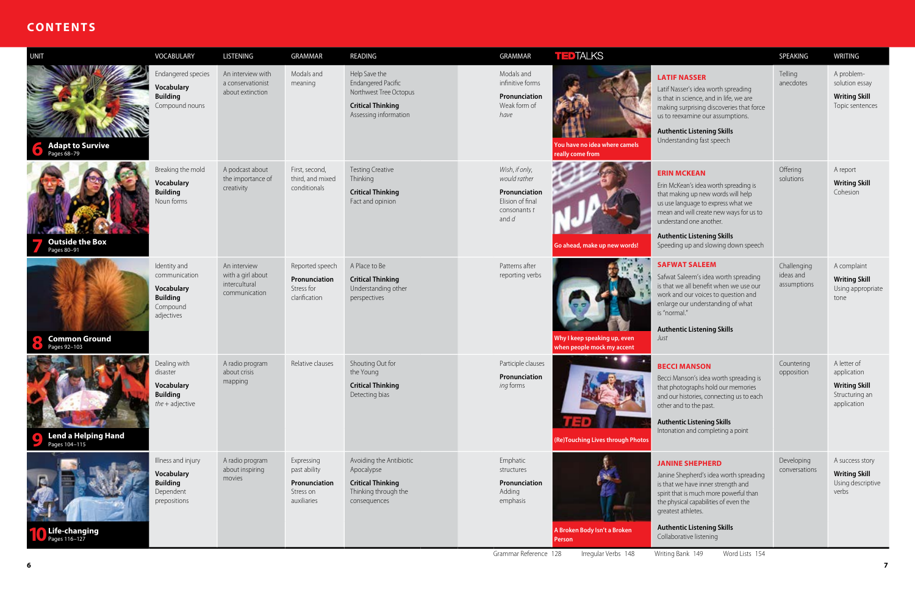# CONTENTS

| UNIT | VOCABULARY | LISTENING | GRAMMAR | READING | GRAMMAR | TEDTALKS | | SPEAKING | WRITING |
|---|---|---|---|---|---|---|---|---|---|
| **6 Adapt to Survive** Pages 68–79 | Endangered species **Vocabulary Building** Compound nouns | An interview with a conservationist about extinction | Modals and meaning | Help Save the Endangered Pacific Northwest Tree Octopus **Critical Thinking** Assessing information | Modals and infinitive forms **Pronunciation** Weak form of *have* | You have no idea where camels really come from | **LATIF NASSER** Latif Nasser's idea worth spreading is that in science, and in life, we are making surprising discoveries that force us to reexamine our assumptions. **Authentic Listening Skills** Understanding fast speech | Telling anecdotes | A problem-solution essay **Writing Skill** Topic sentences |
| **7 Outside the Box** Pages 80–91 | Breaking the mold **Vocabulary Building** Noun forms | A podcast about the importance of creativity | First, second, third, and mixed conditionals | Testing Creative Thinking **Critical Thinking** Fact and opinion | *Wish, if only, would rather* **Pronunciation** Elision of final consonants *t* and *d* | Go ahead, make up new words! | **ERIN MCKEAN** Erin McKean's idea worth spreading is that making up new words will help us use language to express what we mean and will create new ways for us to understand one another. **Authentic Listening Skills** Speeding up and slowing down speech | Offering solutions | A report **Writing Skill** Cohesion |
| **8 Common Ground** Pages 92–103 | Identity and communication **Vocabulary Building** Compound adjectives | An interview with a girl about intercultural communication | Reported speech **Pronunciation** Stress for clarification | A Place to Be **Critical Thinking** Understanding other perspectives | Patterns after reporting verbs | Why I keep speaking up, even when people mock my accent | **SAFWAT SALEEM** Safwat Saleem's idea worth spreading is that we all benefit when we use our work and our voices to question and enlarge our understanding of what is "normal." **Authentic Listening Skills** *Just* | Challenging ideas and assumptions | A complaint **Writing Skill** Using appropriate tone |
| **9 Lend a Helping Hand** Pages 104–115 | Dealing with disaster **Vocabulary Building** *the* + adjective | A radio program about crisis mapping | Relative clauses | Shouting Out for the Young **Critical Thinking** Detecting bias | Participle clauses **Pronunciation** *ing* forms | (Re)Touching Lives through Photos | **BECCI MANSON** Becci Manson's idea worth spreading is that photographs hold our memories and our histories, connecting us to each other and to the past. **Authentic Listening Skills** Intonation and completing a point | Countering opposition | A letter of application **Writing Skill** Structuring an application |
| **10 Life-changing** Pages 116–127 | Illness and injury **Vocabulary Building** Dependent prepositions | A radio program about inspiring movies | Expressing past ability **Pronunciation** Stress on auxiliaries | Avoiding the Antibiotic Apocalypse **Critical Thinking** Thinking through the consequences | Emphatic structures **Pronunciation** Adding emphasis | A Broken Body Isn't a Broken Person | **JANINE SHEPHERD** Janine Shepherd's idea worth spreading is that we have inner strength and spirit that is much more powerful than the physical capabilities of even the greatest athletes. **Authentic Listening Skills** Collaborative listening | Developing conversations | A success story **Writing Skill** Using descriptive verbs |

Grammar Reference 128 Irregular Verbs 148 Writing Bank 149 Word Lists 154